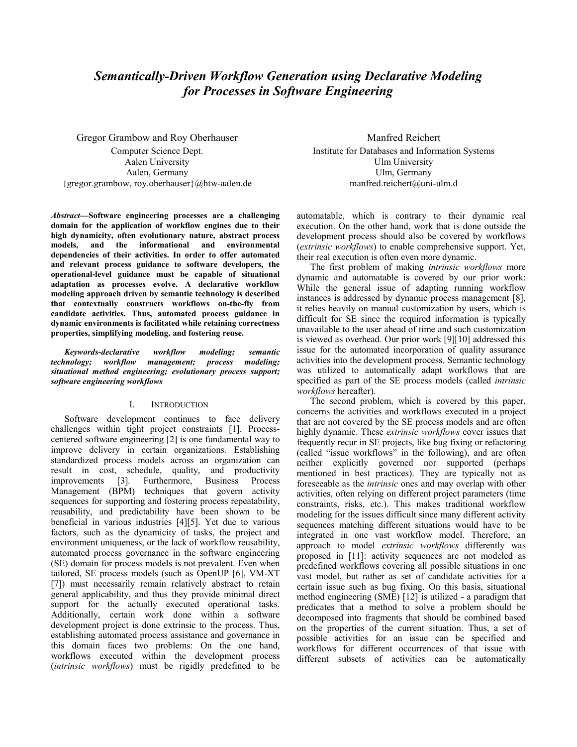# *Semantically-Driven Workflow Generation using Declarative Modeling for Processes in Software Engineering*

Gregor Grambow and Roy Oberhauser
Computer Science Dept.
Aalen University
Aalen, Germany
{gregor.grambow, roy.oberhauser}@htw-aalen.de

Manfred Reichert
Institute for Databases and Information Systems
Ulm University
Ulm, Germany
manfred.reichert@uni-ulm.d

***Abstract*—Software engineering processes are a challenging domain for the application of workflow engines due to their high dynamicity, often evolutionary nature, abstract process models, and the informational and environmental dependencies of their activities. In order to offer automated and relevant process guidance to software developers, the operational-level guidance must be capable of situational adaptation as processes evolve. A declarative workflow modeling approach driven by semantic technology is described that contextually constructs workflows on-the-fly from candidate activities. Thus, automated process guidance in dynamic environments is facilitated while retaining correctness properties, simplifying modeling, and fostering reuse.**

***Keywords-declarative workflow modeling; semantic technology; workflow management; process modeling; situational method engineering; evolutionary process support; software engineering workflows***

## I. Introduction

Software development continues to face delivery challenges within tight project constraints [1]. Process-centered software engineering [2] is one fundamental way to improve delivery in certain organizations. Establishing standardized process models across an organization can result in cost, schedule, quality, and productivity improvements [3]. Furthermore, Business Process Management (BPM) techniques that govern activity sequences for supporting and fostering process repeatability, reusability, and predictability have been shown to be beneficial in various industries [4][5]. Yet due to various factors, such as the dynamicity of tasks, the project and environment uniqueness, or the lack of workflow reusability, automated process governance in the software engineering (SE) domain for process models is not prevalent. Even when tailored, SE process models (such as OpenUP [6], VM-XT [7]) must necessarily remain relatively abstract to retain general applicability, and thus they provide minimal direct support for the actually executed operational tasks. Additionally, certain work done within a software development project is done extrinsic to the process. Thus, establishing automated process assistance and governance in this domain faces two problems: On the one hand, workflows executed within the development process (*intrinsic workflows*) must be rigidly predefined to be automatable, which is contrary to their dynamic real execution. On the other hand, work that is done outside the development process should also be covered by workflows (*extrinsic workflows*) to enable comprehensive support. Yet, their real execution is often even more dynamic.

The first problem of making *intrinsic workflows* more dynamic and automatable is covered by our prior work: While the general issue of adapting running workflow instances is addressed by dynamic process management [8], it relies heavily on manual customization by users, which is difficult for SE since the required information is typically unavailable to the user ahead of time and such customization is viewed as overhead. Our prior work [9][10] addressed this issue for the automated incorporation of quality assurance activities into the development process. Semantic technology was utilized to automatically adapt workflows that are specified as part of the SE process models (called *intrinsic workflows* hereafter).

The second problem, which is covered by this paper, concerns the activities and workflows executed in a project that are not covered by the SE process models and are often highly dynamic. These *extrinsic workflows* cover issues that frequently recur in SE projects, like bug fixing or refactoring (called "issue workflows" in the following), and are often neither explicitly governed nor supported (perhaps mentioned in best practices). They are typically not as foreseeable as the *intrinsic* ones and may overlap with other activities, often relying on different project parameters (time constraints, risks, etc.). This makes traditional workflow modeling for the issues difficult since many different activity sequences matching different situations would have to be integrated in one vast workflow model. Therefore, an approach to model *extrinsic workflows* differently was proposed in [11]: activity sequences are not modeled as predefined workflows covering all possible situations in one vast model, but rather as set of candidate activities for a certain issue such as bug fixing. On this basis, situational method engineering (SME) [12] is utilized - a paradigm that predicates that a method to solve a problem should be decomposed into fragments that should be combined based on the properties of the current situation. Thus, a set of possible activities for an issue can be specified and workflows for different occurrences of that issue with different subsets of activities can be automatically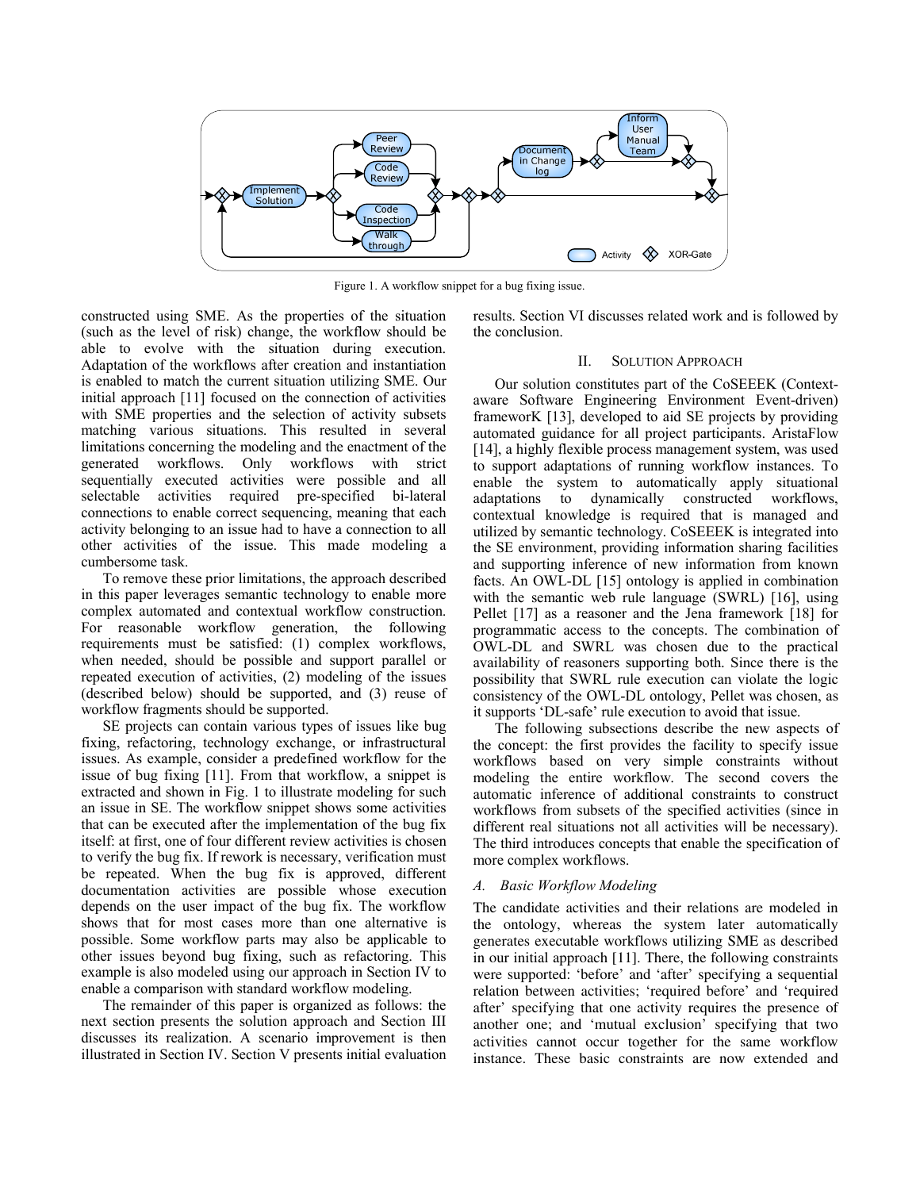Implement Solution

Peer Review

Code Review

Code Inspection

Walk through

Document in Change log

Inform User Manual Team

Activity

XOR-Gate

Figure 1. A workflow snippet for a bug fixing issue.

constructed using SME. As the properties of the situation (such as the level of risk) change, the workflow should be able to evolve with the situation during execution. Adaptation of the workflows after creation and instantiation is enabled to match the current situation utilizing SME. Our initial approach [11] focused on the connection of activities with SME properties and the selection of activity subsets matching various situations. This resulted in several limitations concerning the modeling and the enactment of the generated workflows. Only workflows with strict sequentially executed activities were possible and all selectable activities required pre-specified bi-lateral connections to enable correct sequencing, meaning that each activity belonging to an issue had to have a connection to all other activities of the issue. This made modeling a cumbersome task.

To remove these prior limitations, the approach described in this paper leverages semantic technology to enable more complex automated and contextual workflow construction. For reasonable workflow generation, the following requirements must be satisfied: (1) complex workflows, when needed, should be possible and support parallel or repeated execution of activities, (2) modeling of the issues (described below) should be supported, and (3) reuse of workflow fragments should be supported.

SE projects can contain various types of issues like bug fixing, refactoring, technology exchange, or infrastructural issues. As example, consider a predefined workflow for the issue of bug fixing [11]. From that workflow, a snippet is extracted and shown in Fig. 1 to illustrate modeling for such an issue in SE. The workflow snippet shows some activities that can be executed after the implementation of the bug fix itself: at first, one of four different review activities is chosen to verify the bug fix. If rework is necessary, verification must be repeated. When the bug fix is approved, different documentation activities are possible whose execution depends on the user impact of the bug fix. The workflow shows that for most cases more than one alternative is possible. Some workflow parts may also be applicable to other issues beyond bug fixing, such as refactoring. This example is also modeled using our approach in Section IV to enable a comparison with standard workflow modeling.

The remainder of this paper is organized as follows: the next section presents the solution approach and Section III discusses its realization. A scenario improvement is then illustrated in Section IV. Section V presents initial evaluation results. Section VI discusses related work and is followed by the conclusion.

## II. Solution Approach

Our solution constitutes part of the CoSEEEK (Context-aware Software Engineering Environment Event-driven) frameworK [13], developed to aid SE projects by providing automated guidance for all project participants. AristaFlow [14], a highly flexible process management system, was used to support adaptations of running workflow instances. To enable the system to automatically apply situational adaptations to dynamically constructed workflows, contextual knowledge is required that is managed and utilized by semantic technology. CoSEEEK is integrated into the SE environment, providing information sharing facilities and supporting inference of new information from known facts. An OWL-DL [15] ontology is applied in combination with the semantic web rule language (SWRL) [16], using Pellet [17] as a reasoner and the Jena framework [18] for programmatic access to the concepts. The combination of OWL-DL and SWRL was chosen due to the parallel availability of reasoners supporting both. Since there is the possibility that SWRL rule execution can violate the logic consistency of the OWL-DL ontology, Pellet was chosen, as it supports 'DL-safe' rule execution to avoid that issue.

The following subsections describe the new aspects of the concept: the first provides the facility to specify issue workflows based on very simple constraints without modeling the entire workflow. The second covers the automatic inference of additional constraints to construct workflows from subsets of the specified activities (since in different real situations not all activities will be necessary). The third introduces concepts that enable the specification of more complex workflows.

### A. Basic Workflow Modeling

The candidate activities and their relations are modeled in the ontology, whereas the system later automatically generates executable workflows utilizing SME as described in our initial approach [11]. There, the following constraints were supported: 'before' and 'after' specifying a sequential relation between activities; 'required before' and 'required after' specifying that one activity requires the presence of another one; and 'mutual exclusion' specifying that two activities cannot occur together for the same workflow instance. These basic constraints are now extended and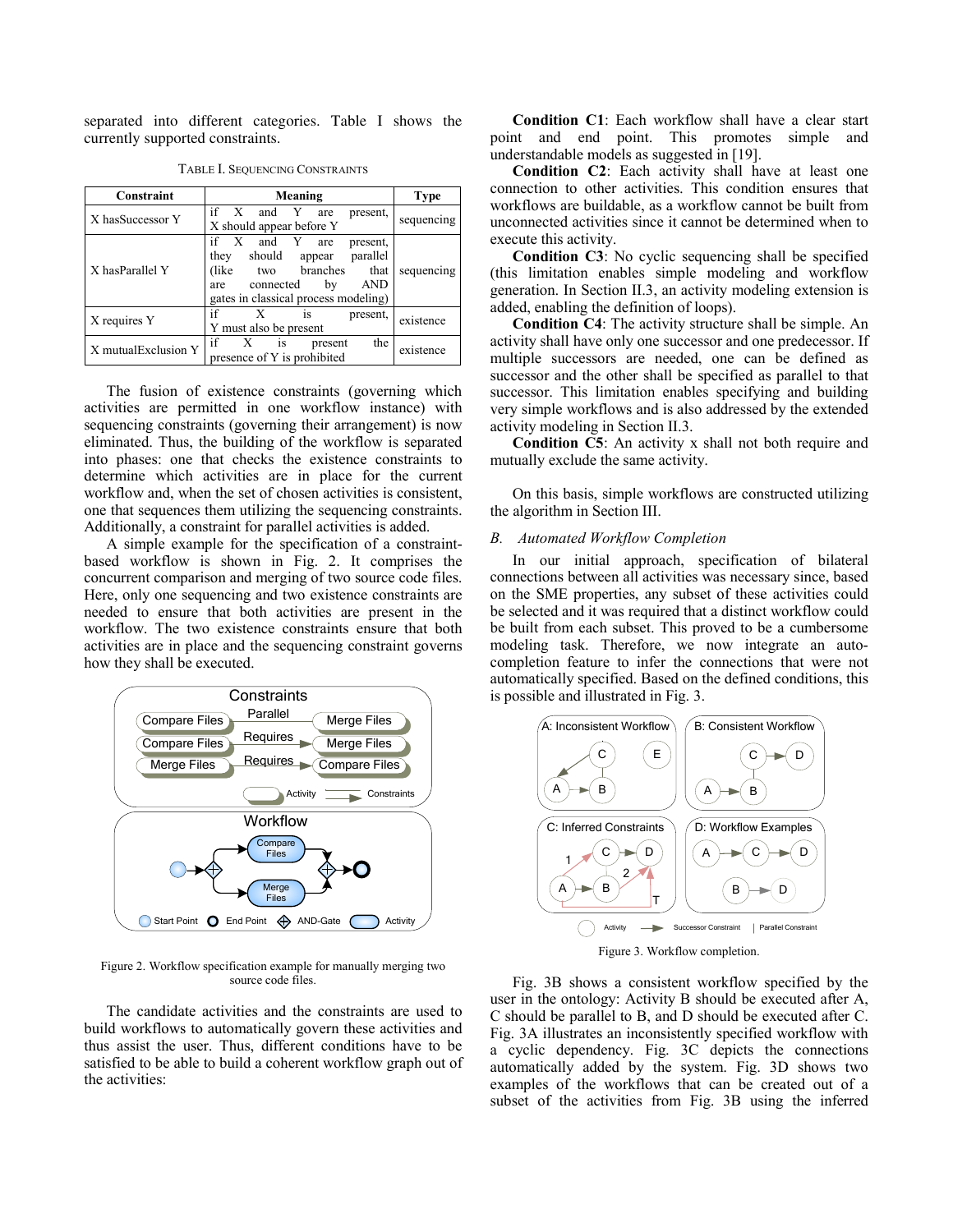separated into different categories. Table I shows the currently supported constraints.

TABLE I. SEQUENCING CONSTRAINTS

| Constraint | Meaning | Type |
| --- | --- | --- |
| X hasSuccessor Y | if X and Y are present, X should appear before Y | sequencing |
| X hasParallel Y | if X and Y are present, they should appear parallel (like two branches that are connected by AND gates in classical process modeling) | sequencing |
| X requires Y | if X is present, Y must also be present | existence |
| X mutualExclusion Y | if X is present the presence of Y is prohibited | existence |

The fusion of existence constraints (governing which activities are permitted in one workflow instance) with sequencing constraints (governing their arrangement) is now eliminated. Thus, the building of the workflow is separated into phases: one that checks the existence constraints to determine which activities are in place for the current workflow and, when the set of chosen activities is consistent, one that sequences them utilizing the sequencing constraints. Additionally, a constraint for parallel activities is added.

A simple example for the specification of a constraint-based workflow is shown in Fig. 2. It comprises the concurrent comparison and merging of two source code files. Here, only one sequencing and two existence constraints are needed to ensure that both activities are present in the workflow. The two existence constraints ensure that both activities are in place and the sequencing constraint governs how they shall be executed.

Figure 2. Workflow specification example for manually merging two source code files.

The candidate activities and the constraints are used to build workflows to automatically govern these activities and thus assist the user. Thus, different conditions have to be satisfied to be able to build a coherent workflow graph out of the activities:

**Condition C1**: Each workflow shall have a clear start point and end point. This promotes simple and understandable models as suggested in [19].

**Condition C2**: Each activity shall have at least one connection to other activities. This condition ensures that workflows are buildable, as a workflow cannot be built from unconnected activities since it cannot be determined when to execute this activity.

**Condition C3**: No cyclic sequencing shall be specified (this limitation enables simple modeling and workflow generation. In Section II.3, an activity modeling extension is added, enabling the definition of loops).

**Condition C4**: The activity structure shall be simple. An activity shall have only one successor and one predecessor. If multiple successors are needed, one can be defined as successor and the other shall be specified as parallel to that successor. This limitation enables specifying and building very simple workflows and is also addressed by the extended activity modeling in Section II.3.

**Condition C5**: An activity x shall not both require and mutually exclude the same activity.

On this basis, simple workflows are constructed utilizing the algorithm in Section III.

## *B. Automated Workflow Completion*

In our initial approach, specification of bilateral connections between all activities was necessary since, based on the SME properties, any subset of these activities could be selected and it was required that a distinct workflow could be built from each subset. This proved to be a cumbersome modeling task. Therefore, we now integrate an auto-completion feature to infer the connections that were not automatically specified. Based on the defined conditions, this is possible and illustrated in Fig. 3.

Figure 3. Workflow completion.

Fig. 3B shows a consistent workflow specified by the user in the ontology: Activity B should be executed after A, C should be parallel to B, and D should be executed after C. Fig. 3A illustrates an inconsistently specified workflow with a cyclic dependency. Fig. 3C depicts the connections automatically added by the system. Fig. 3D shows two examples of the workflows that can be created out of a subset of the activities from Fig. 3B using the inferred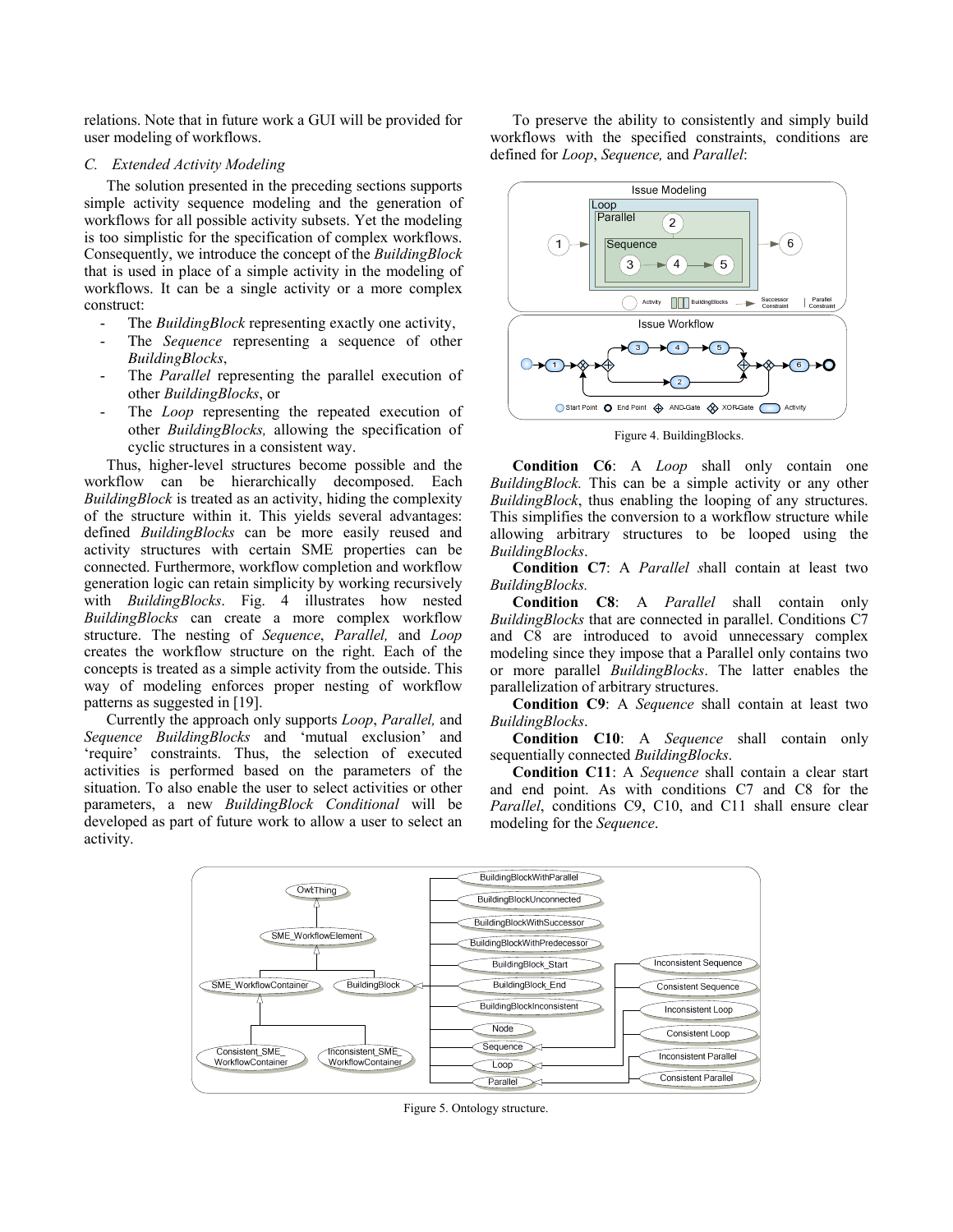relations. Note that in future work a GUI will be provided for user modeling of workflows.

### *C. Extended Activity Modeling*

The solution presented in the preceding sections supports simple activity sequence modeling and the generation of workflows for all possible activity subsets. Yet the modeling is too simplistic for the specification of complex workflows. Consequently, we introduce the concept of the *BuildingBlock* that is used in place of a simple activity in the modeling of workflows. It can be a single activity or a more complex construct:

- The *BuildingBlock* representing exactly one activity,
- The *Sequence* representing a sequence of other *BuildingBlocks*,
- The *Parallel* representing the parallel execution of other *BuildingBlocks*, or
- The *Loop* representing the repeated execution of other *BuildingBlocks,* allowing the specification of cyclic structures in a consistent way.

Thus, higher-level structures become possible and the workflow can be hierarchically decomposed. Each *BuildingBlock* is treated as an activity, hiding the complexity of the structure within it. This yields several advantages: defined *BuildingBlocks* can be more easily reused and activity structures with certain SME properties can be connected. Furthermore, workflow completion and workflow generation logic can retain simplicity by working recursively with *BuildingBlocks*. Fig. 4 illustrates how nested *BuildingBlocks* can create a more complex workflow structure. The nesting of *Sequence*, *Parallel,* and *Loop* creates the workflow structure on the right. Each of the concepts is treated as a simple activity from the outside. This way of modeling enforces proper nesting of workflow patterns as suggested in [19].

Currently the approach only supports *Loop*, *Parallel,* and *Sequence BuildingBlocks* and 'mutual exclusion' and 'require' constraints. Thus, the selection of executed activities is performed based on the parameters of the situation. To also enable the user to select activities or other parameters, a new *BuildingBlock Conditional* will be developed as part of future work to allow a user to select an activity.

To preserve the ability to consistently and simply build workflows with the specified constraints, conditions are defined for *Loop*, *Sequence,* and *Parallel*:

Figure 4. BuildingBlocks.

**Condition C6**: A *Loop* shall only contain one *BuildingBlock.* This can be a simple activity or any other *BuildingBlock*, thus enabling the looping of any structures. This simplifies the conversion to a workflow structure while allowing arbitrary structures to be looped using the *BuildingBlocks*.

**Condition C7**: A *Parallel shall* contain at least two *BuildingBlocks.*

**Condition C8**: A *Parallel* shall contain only *BuildingBlocks* that are connected in parallel. Conditions C7 and C8 are introduced to avoid unnecessary complex modeling since they impose that a Parallel only contains two or more parallel *BuildingBlocks*. The latter enables the parallelization of arbitrary structures.

**Condition C9**: A *Sequence* shall contain at least two *BuildingBlocks*.

**Condition C10**: A *Sequence* shall contain only sequentially connected *BuildingBlocks*.

**Condition C11**: A *Sequence* shall contain a clear start and end point. As with conditions C7 and C8 for the *Parallel*, conditions C9, C10, and C11 shall ensure clear modeling for the *Sequence*.

Figure 5. Ontology structure.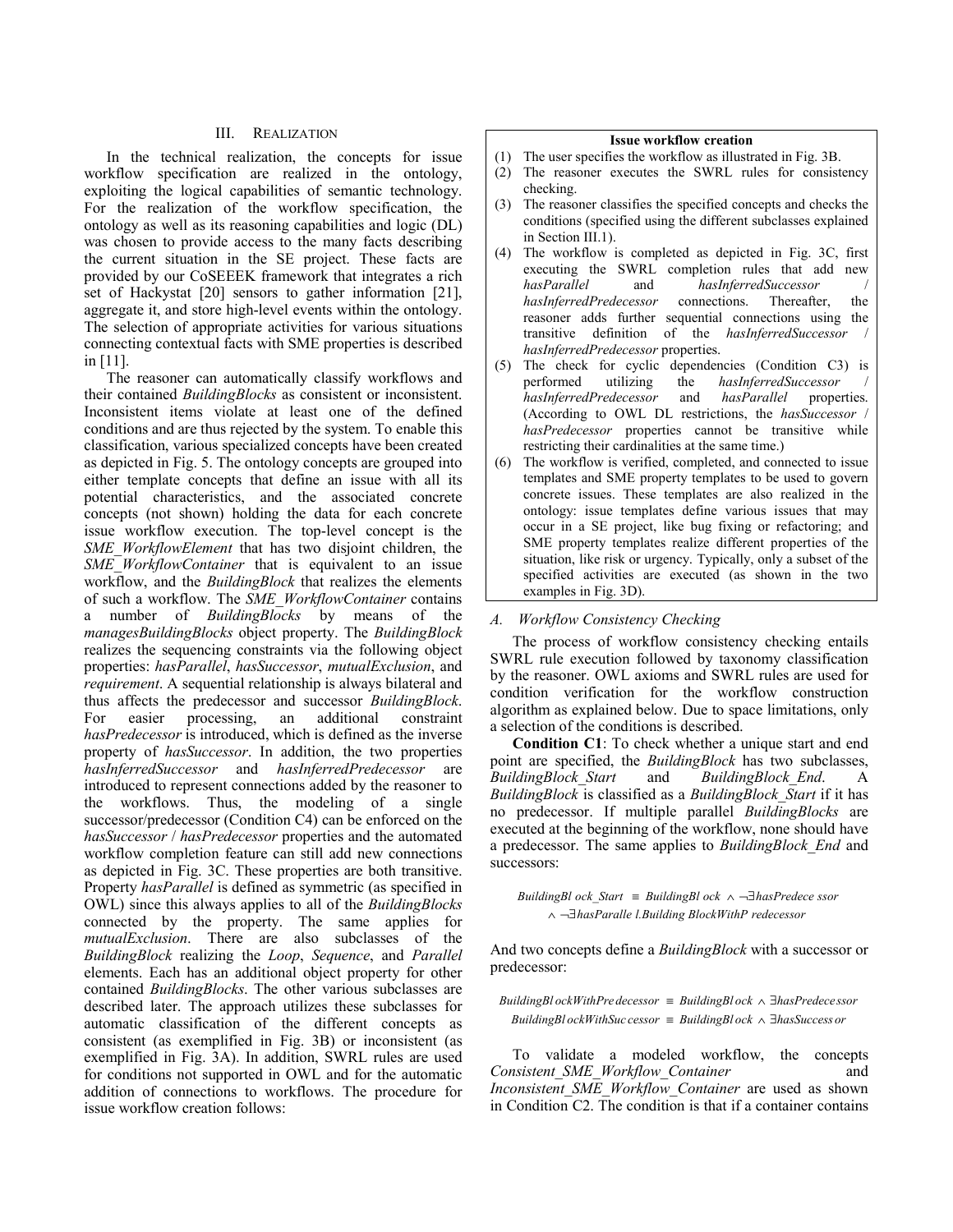### III. Realization

In the technical realization, the concepts for issue workflow specification are realized in the ontology, exploiting the logical capabilities of semantic technology. For the realization of the workflow specification, the ontology as well as its reasoning capabilities and logic (DL) was chosen to provide access to the many facts describing the current situation in the SE project. These facts are provided by our CoSEEEK framework that integrates a rich set of Hackystat [20] sensors to gather information [21], aggregate it, and store high-level events within the ontology. The selection of appropriate activities for various situations connecting contextual facts with SME properties is described in [11].

The reasoner can automatically classify workflows and their contained *BuildingBlocks* as consistent or inconsistent. Inconsistent items violate at least one of the defined conditions and are thus rejected by the system. To enable this classification, various specialized concepts have been created as depicted in Fig. 5. The ontology concepts are grouped into either template concepts that define an issue with all its potential characteristics, and the associated concrete concepts (not shown) holding the data for each concrete issue workflow execution. The top-level concept is the *SME_WorkflowElement* that has two disjoint children, the *SME_WorkflowContainer* that is equivalent to an issue workflow, and the *BuildingBlock* that realizes the elements of such a workflow. The *SME_WorkflowContainer* contains a number of *BuildingBlocks* by means of the *managesBuildingBlocks* object property. The *BuildingBlock* realizes the sequencing constraints via the following object properties: *hasParallel*, *hasSuccessor*, *mutualExclusion*, and *requirement*. A sequential relationship is always bilateral and thus affects the predecessor and successor *BuildingBlock*. For easier processing, an additional constraint *hasPredecessor* is introduced, which is defined as the inverse property of *hasSuccessor*. In addition, the two properties *hasInferredSuccessor* and *hasInferredPredecessor* are introduced to represent connections added by the reasoner to the workflows. Thus, the modeling of a single successor/predecessor (Condition C4) can be enforced on the *hasSuccessor* / *hasPredecessor* properties and the automated workflow completion feature can still add new connections as depicted in Fig. 3C. These properties are both transitive. Property *hasParallel* is defined as symmetric (as specified in OWL) since this always applies to all of the *BuildingBlocks* connected by the property. The same applies for *mutualExclusion*. There are also subclasses of the *BuildingBlock* realizing the *Loop*, *Sequence*, and *Parallel* elements. Each has an additional object property for other contained *BuildingBlocks*. The other various subclasses are described later. The approach utilizes these subclasses for automatic classification of the different concepts as consistent (as exemplified in Fig. 3B) or inconsistent (as exemplified in Fig. 3A). In addition, SWRL rules are used for conditions not supported in OWL and for the automatic addition of connections to workflows. The procedure for issue workflow creation follows:

**Issue workflow creation**

1. The user specifies the workflow as illustrated in Fig. 3B.
2. The reasoner executes the SWRL rules for consistency checking.
3. The reasoner classifies the specified concepts and checks the conditions (specified using the different subclasses explained in Section III.1).
4. The workflow is completed as depicted in Fig. 3C, first executing the SWRL completion rules that add new *hasParallel* and *hasInferredSuccessor* / *hasInferredPredecessor* connections. Thereafter, the reasoner adds further sequential connections using the transitive definition of the *hasInferredSuccessor* / *hasInferredPredecessor* properties.
5. The check for cyclic dependencies (Condition C3) is performed utilizing the *hasInferredSuccessor* / *hasInferredPredecessor* and *hasParallel* properties. (According to OWL DL restrictions, the *hasSuccessor* / *hasPredecessor* properties cannot be transitive while restricting their cardinalities at the same time.)
6. The workflow is verified, completed, and connected to issue templates and SME property templates to be used to govern concrete issues. These templates are also realized in the ontology: issue templates define various issues that may occur in a SE project, like bug fixing or refactoring; and SME property templates realize different properties of the situation, like risk or urgency. Typically, only a subset of the specified activities are executed (as shown in the two examples in Fig. 3D).

#### A. Workflow Consistency Checking

The process of workflow consistency checking entails SWRL rule execution followed by taxonomy classification by the reasoner. OWL axioms and SWRL rules are used for condition verification for the workflow construction algorithm as explained below. Due to space limitations, only a selection of the conditions is described.

**Condition C1**: To check whether a unique start and end point are specified, the *BuildingBlock* has two subclasses, *BuildingBlock_Start* and *BuildingBlock_End*. A *BuildingBlock* is classified as a *BuildingBlock_Start* if it has no predecessor. If multiple parallel *BuildingBlocks* are executed at the beginning of the workflow, none should have a predecessor. The same applies to *BuildingBlock_End* and successors:

$$BuildingBlock\_Start \equiv BuildingBlock \wedge \neg\exists hasPredecessor \wedge \neg\exists hasParallel.BuildingBlockWithPredecessor$$

And two concepts define a *BuildingBlock* with a successor or predecessor:

$$BuildingBlockWithPredecessor \equiv BuildingBlock \wedge \exists hasPredecessor$$
$$BuildingBlockWithSuccessor \equiv BuildingBlock \wedge \exists hasSuccessor$$

To validate a modeled workflow, the concepts *Consistent_SME_Workflow_Container* and *Inconsistent_SME_Workflow_Container* are used as shown in Condition C2. The condition is that if a container contains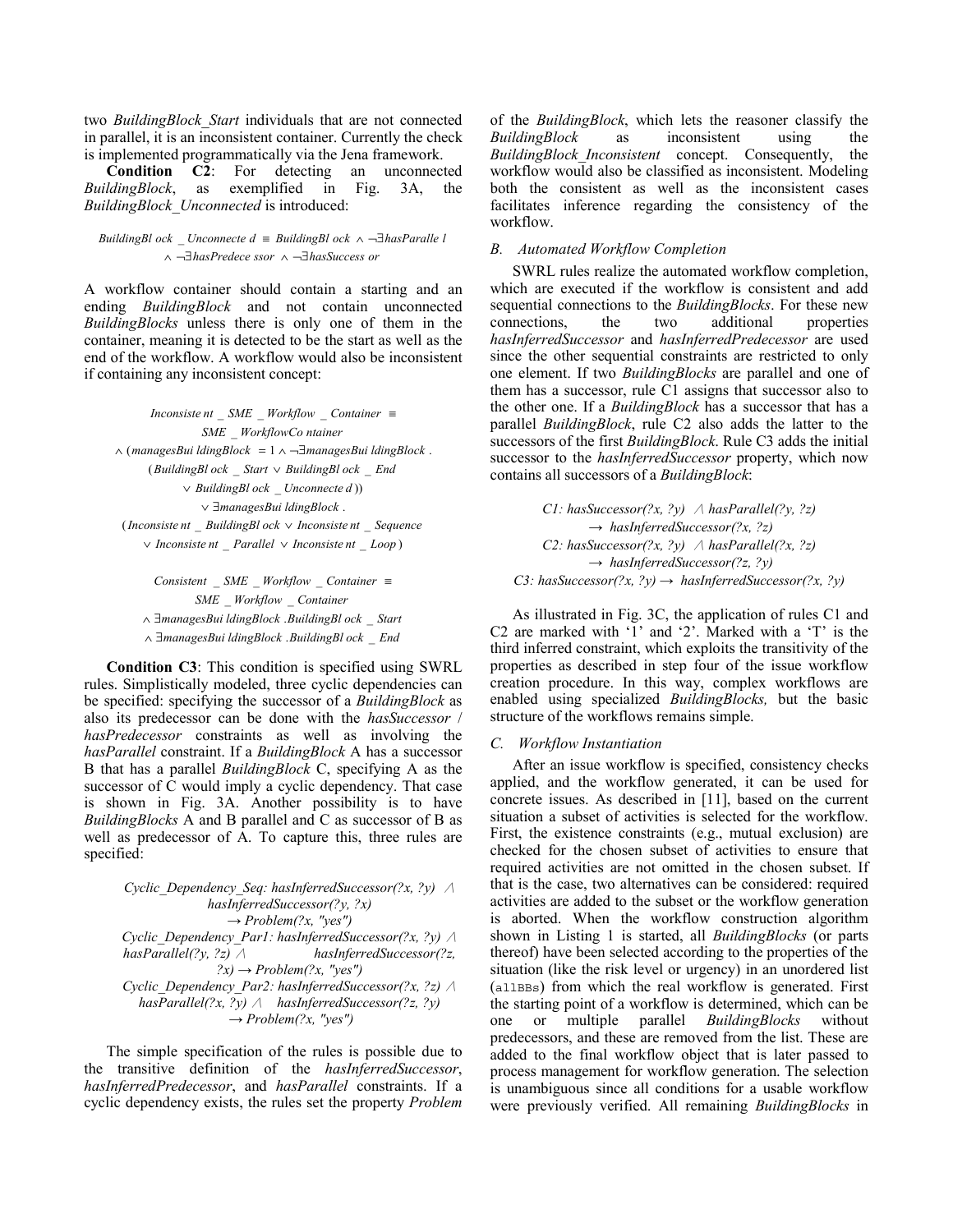two *BuildingBlock_Start* individuals that are not connected in parallel, it is an inconsistent container. Currently the check is implemented programmatically via the Jena framework.

**Condition C2**: For detecting an unconnected *BuildingBlock*, as exemplified in Fig. 3A, the *BuildingBlock_Unconnected* is introduced:

$$BuildingBlock\_Unconnected \equiv BuildingBlock \wedge \neg\exists hasParallel \wedge \neg\exists hasPredecessor \wedge \neg\exists hasSuccessor$$

A workflow container should contain a starting and an ending *BuildingBlock* and not contain unconnected *BuildingBlocks* unless there is only one of them in the container, meaning it is detected to be the start as well as the end of the workflow. A workflow would also be inconsistent if containing any inconsistent concept:

$$\begin{aligned} Inconsistent\_SME\_Workflow\_Container \equiv \; & SME\_WorkflowContainer \\ \wedge \; & (managesBuildingBlock = 1 \wedge \neg\exists managesBuildingBlock . \\ & (BuildingBlock\_Start \vee BuildingBlock\_End \\ & \vee BuildingBlock\_Unconnected)) \\ \vee \; & \exists managesBuildingBlock . \\ & (Inconsistent\_BuildingBlock \vee Inconsistent\_Sequence \\ & \vee Inconsistent\_Parallel \vee Inconsistent\_Loop) \end{aligned}$$

$$\begin{aligned} Consistent\_SME\_Workflow\_Container \equiv \; & SME\_Workflow\_Container \\ \wedge \; & \exists managesBuildingBlock . BuildingBlock\_Start \\ \wedge \; & \exists managesBuildingBlock . BuildingBlock\_End \end{aligned}$$

**Condition C3**: This condition is specified using SWRL rules. Simplistically modeled, three cyclic dependencies can be specified: specifying the successor of a *BuildingBlock* as also its predecessor can be done with the *hasSuccessor* / *hasPredecessor* constraints as well as involving the *hasParallel* constraint. If a *BuildingBlock* A has a successor B that has a parallel *BuildingBlock* C, specifying A as the successor of C would imply a cyclic dependency. That case is shown in Fig. 3A. Another possibility is to have *BuildingBlocks* A and B parallel and C as successor of B as well as predecessor of A. To capture this, three rules are specified:

*Cyclic_Dependency_Seq: hasInferredSuccessor(?x, ?y) ∧ hasInferredSuccessor(?y, ?x) → Problem(?x, "yes")*
*Cyclic_Dependency_Par1: hasInferredSuccessor(?x, ?y) ∧ hasParallel(?y, ?z) ∧ hasInferredSuccessor(?z, ?x) → Problem(?x, "yes")*
*Cyclic_Dependency_Par2: hasInferredSuccessor(?x, ?z) ∧ hasParallel(?x, ?y) ∧ hasInferredSuccessor(?z, ?y) → Problem(?x, "yes")*

The simple specification of the rules is possible due to the transitive definition of the *hasInferredSuccessor*, *hasInferredPredecessor*, and *hasParallel* constraints. If a cyclic dependency exists, the rules set the property *Problem* of the *BuildingBlock*, which lets the reasoner classify the *BuildingBlock* as inconsistent using the *BuildingBlock_Inconsistent* concept. Consequently, the workflow would also be classified as inconsistent. Modeling both the consistent as well as the inconsistent cases facilitates inference regarding the consistency of the workflow.

### B. Automated Workflow Completion

SWRL rules realize the automated workflow completion, which are executed if the workflow is consistent and add sequential connections to the *BuildingBlocks*. For these new connections, the two additional properties *hasInferredSuccessor* and *hasInferredPredecessor* are used since the other sequential constraints are restricted to only one element. If two *BuildingBlocks* are parallel and one of them has a successor, rule C1 assigns that successor also to the other one. If a *BuildingBlock* has a successor that has a parallel *BuildingBlock*, rule C2 also adds the latter to the successors of the first *BuildingBlock*. Rule C3 adds the initial successor to the *hasInferredSuccessor* property, which now contains all successors of a *BuildingBlock*:

*C1: hasSuccessor(?x, ?y) ∧ hasParallel(?y, ?z) → hasInferredSuccessor(?x, ?z)*
*C2: hasSuccessor(?x, ?y) ∧ hasParallel(?x, ?z) → hasInferredSuccessor(?z, ?y)*
*C3: hasSuccessor(?x, ?y) → hasInferredSuccessor(?x, ?y)*

As illustrated in Fig. 3C, the application of rules C1 and C2 are marked with '1' and '2'. Marked with a 'T' is the third inferred constraint, which exploits the transitivity of the properties as described in step four of the issue workflow creation procedure. In this way, complex workflows are enabled using specialized *BuildingBlocks,* but the basic structure of the workflows remains simple.

### C. Workflow Instantiation

After an issue workflow is specified, consistency checks applied, and the workflow generated, it can be used for concrete issues. As described in [11], based on the current situation a subset of activities is selected for the workflow. First, the existence constraints (e.g., mutual exclusion) are checked for the chosen subset of activities to ensure that required activities are not omitted in the chosen subset. If that is the case, two alternatives can be considered: required activities are added to the subset or the workflow generation is aborted. When the workflow construction algorithm shown in Listing 1 is started, all *BuildingBlocks* (or parts thereof) have been selected according to the properties of the situation (like the risk level or urgency) in an unordered list (`allBBs`) from which the real workflow is generated. First the starting point of a workflow is determined, which can be one or multiple parallel *BuildingBlocks* without predecessors, and these are removed from the list. These are added to the final workflow object that is later passed to process management for workflow generation. The selection is unambiguous since all conditions for a usable workflow were previously verified. All remaining *BuildingBlocks* in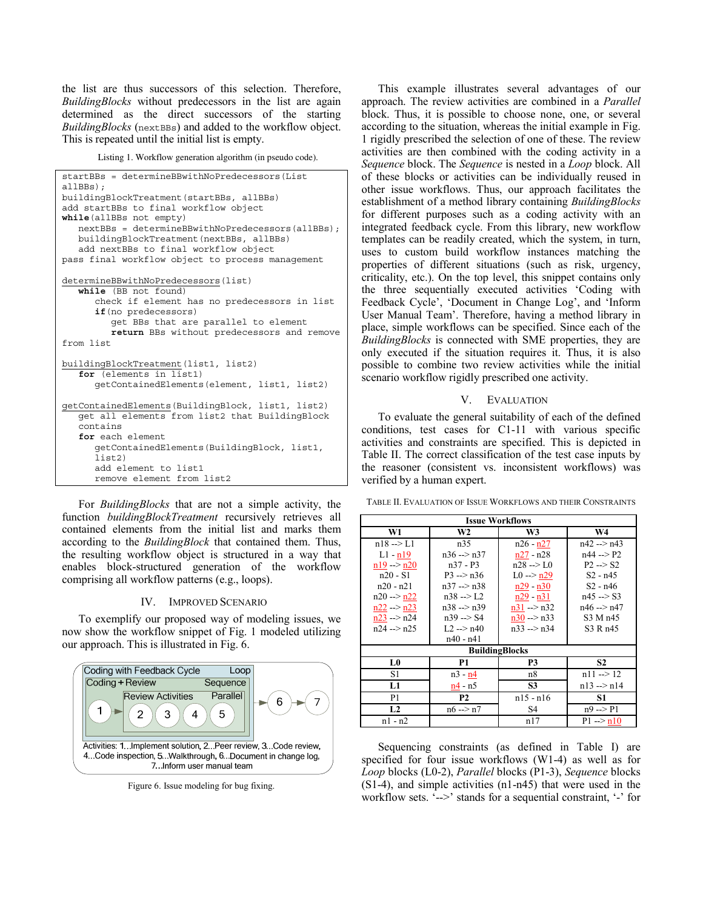the list are thus successors of this selection. Therefore, *BuildingBlocks* without predecessors in the list are again determined as the direct successors of the starting *BuildingBlocks* (nextBBs) and added to the workflow object. This is repeated until the initial list is empty.

Listing 1. Workflow generation algorithm (in pseudo code).

```
startBBs = determineBBwithNoPredecessors(List
allBBs);
buildingBlockTreatment(startBBs, allBBs)
add startBBs to final workflow object
while(allBBs not empty)
   nextBBs = determineBBwithNoPredecessors(allBBs);
   buildingBlockTreatment(nextBBs, allBBs)
   add nextBBs to final workflow object
pass final workflow object to process management

determineBBwithNoPredecessors(list)
   while (BB not found)
      check if element has no predecessors in list
      if(no predecessors)
         get BBs that are parallel to element
         return BBs without predecessors and remove
from list

buildingBlockTreatment(list1, list2)
   for (elements in list1)
      getContainedElements(element, list1, list2)

getContainedElements(BuildingBlock, list1, list2)
   get all elements from list2 that BuildingBlock
   contains
   for each element
      getContainedElements(BuildingBlock, list1,
      list2)
      add element to list1
      remove element from list2
```

For *BuildingBlocks* that are not a simple activity, the function *buildingBlockTreatment* recursively retrieves all contained elements from the initial list and marks them according to the *BuildingBlock* that contained them. Thus, the resulting workflow object is structured in a way that enables block-structured generation of the workflow comprising all workflow patterns (e.g., loops).

## IV. Improved Scenario

To exemplify our proposed way of modeling issues, we now show the workflow snippet of Fig. 1 modeled utilizing our approach. This is illustrated in Fig. 6.

Coding with Feedback Cycle — Loop; Coding + Review — Sequence; Review Activities — Parallel; 1, 2, 3, 4, 5, 6, 7

Activities: 1...Implement solution, 2...Peer review, 3...Code review, 4...Code inspection, 5...Walkthrough, 6...Document in change log, 7...Inform user manual team

Figure 6. Issue modeling for bug fixing.

This example illustrates several advantages of our approach. The review activities are combined in a *Parallel* block. Thus, it is possible to choose none, one, or several according to the situation, whereas the initial example in Fig. 1 rigidly prescribed the selection of one of these. The review activities are then combined with the coding activity in a *Sequence* block. The *Sequence* is nested in a *Loop* block. All of these blocks or activities can be individually reused in other issue workflows. Thus, our approach facilitates the establishment of a method library containing *BuildingBlocks* for different purposes such as a coding activity with an integrated feedback cycle. From this library, new workflow templates can be readily created, which the system, in turn, uses to custom build workflow instances matching the properties of different situations (such as risk, urgency, criticality, etc.). On the top level, this snippet contains only the three sequentially executed activities 'Coding with Feedback Cycle', 'Document in Change Log', and 'Inform User Manual Team'. Therefore, having a method library in place, simple workflows can be specified. Since each of the *BuildingBlocks* is connected with SME properties, they are only executed if the situation requires it. Thus, it is also possible to combine two review activities while the initial scenario workflow rigidly prescribed one activity.

## V. Evaluation

To evaluate the general suitability of each of the defined conditions, test cases for C1-11 with various specific activities and constraints are specified. This is depicted in Table II. The correct classification of the test case inputs by the reasoner (consistent vs. inconsistent workflows) was verified by a human expert.

TABLE II. Evaluation of Issue Workflows and their Constraints

| Issue Workflows | | | |
|---|---|---|---|
| **W1** | **W2** | **W3** | **W4** |
| n18 --> L1<br>L1 - n19<br>n19 --> n20<br>n20 - S1<br>n20 - n21<br>n20 --> n22<br>n22 --> n23<br>n23 --> n24<br>n24 --> n25 | n35<br>n36 --> n37<br>n37 - P3<br>P3 --> n36<br>n37 --> n38<br>n38 --> L2<br>n38 --> n39<br>n39 --> S4<br>L2 --> n40<br>n40 - n41 | n26 - n27<br>n27 - n28<br>n28 --> L0<br>L0 --> n29<br>n29 - n30<br>n29 - n31<br>n31 --> n32<br>n30 --> n33<br>n33 --> n34 | n42 --> n43<br>n44 --> P2<br>P2 --> S2<br>S2 - n45<br>S2 - n46<br>n45 --> S3<br>n46 --> n47<br>S3 M n45<br>S3 R n45 |
| **BuildingBlocks** | | | |
| **L0** | **P1** | **P3** | **S2** |
| S1 | n3 - n4 | n8 | n11 --> 12 |
| **L1** | n4 - n5 | **S3** | n13 --> n14 |
| P1 | **P2** | n15 - n16 | **S1** |
| **L2** | n6 --> n7 | S4 | n9 --> P1 |
| n1 - n2 | | n17 | P1 --> n10 |

Sequencing constraints (as defined in Table I) are specified for four issue workflows (W1-4) as well as for *Loop* blocks (L0-2), *Parallel* blocks (P1-3), *Sequence* blocks (S1-4), and simple activities (n1-n45) that were used in the workflow sets. '-->' stands for a sequential constraint, '-' for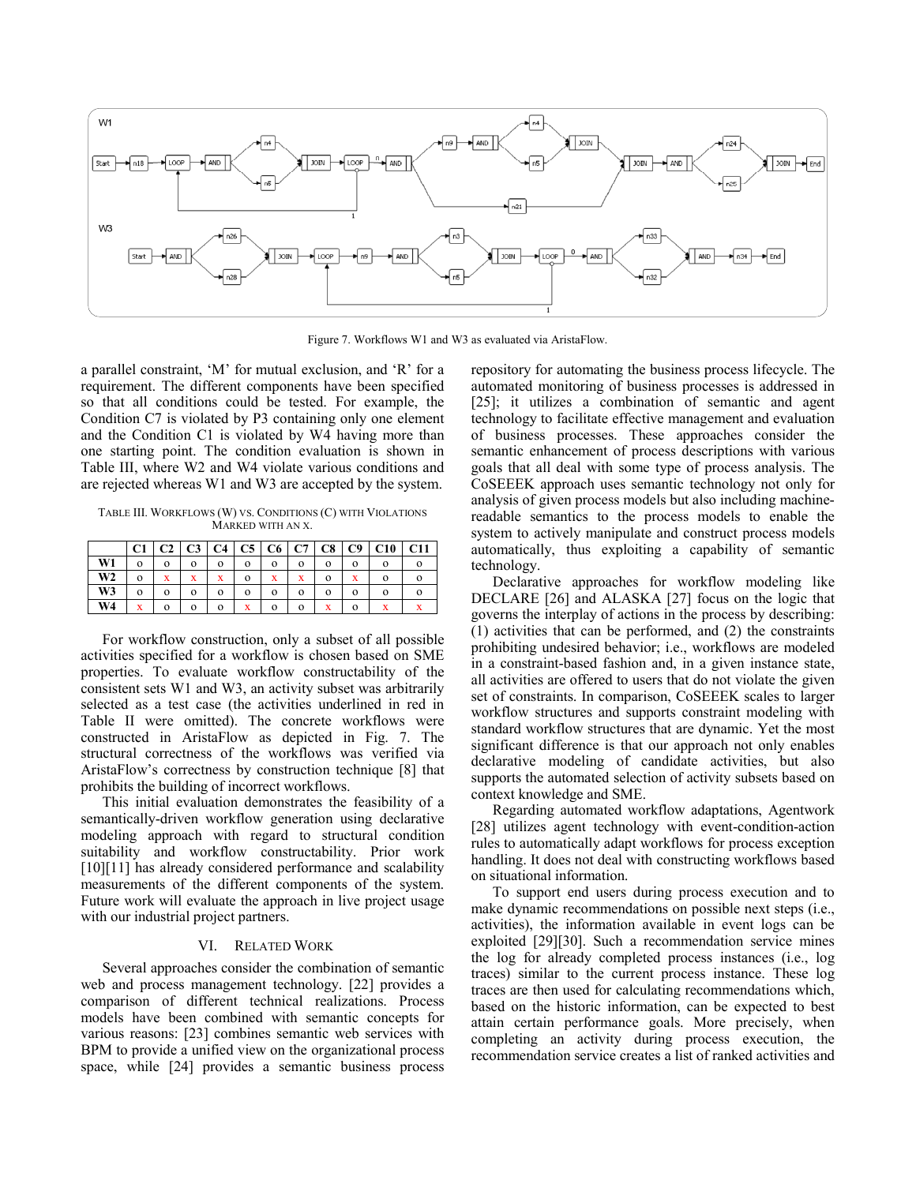Figure 7. Workflows W1 and W3 as evaluated via AristaFlow.

a parallel constraint, 'M' for mutual exclusion, and 'R' for a requirement. The different components have been specified so that all conditions could be tested. For example, the Condition C7 is violated by P3 containing only one element and the Condition C1 is violated by W4 having more than one starting point. The condition evaluation is shown in Table III, where W2 and W4 violate various conditions and are rejected whereas W1 and W3 are accepted by the system.

TABLE III. WORKFLOWS (W) VS. CONDITIONS (C) WITH VIOLATIONS MARKED WITH AN X.

| | C1 | C2 | C3 | C4 | C5 | C6 | C7 | C8 | C9 | C10 | C11 |
|---|---|---|---|---|---|---|---|---|---|---|---|
| W1 | o | o | o | o | o | o | o | o | o | o | o |
| W2 | o | x | x | x | o | x | x | o | x | o | o |
| W3 | o | o | o | o | o | o | o | o | o | o | o |
| W4 | x | o | o | o | x | o | o | x | o | x | x |

For workflow construction, only a subset of all possible activities specified for a workflow is chosen based on SME properties. To evaluate workflow constructability of the consistent sets W1 and W3, an activity subset was arbitrarily selected as a test case (the activities underlined in red in Table II were omitted). The concrete workflows were constructed in AristaFlow as depicted in Fig. 7. The structural correctness of the workflows was verified via AristaFlow's correctness by construction technique [8] that prohibits the building of incorrect workflows.

This initial evaluation demonstrates the feasibility of a semantically-driven workflow generation using declarative modeling approach with regard to structural condition suitability and workflow constructability. Prior work [10][11] has already considered performance and scalability measurements of the different components of the system. Future work will evaluate the approach in live project usage with our industrial project partners.

## VI. RELATED WORK

Several approaches consider the combination of semantic web and process management technology. [22] provides a comparison of different technical realizations. Process models have been combined with semantic concepts for various reasons: [23] combines semantic web services with BPM to provide a unified view on the organizational process space, while [24] provides a semantic business process repository for automating the business process lifecycle. The automated monitoring of business processes is addressed in [25]; it utilizes a combination of semantic and agent technology to facilitate effective management and evaluation of business processes. These approaches consider the semantic enhancement of process descriptions with various goals that all deal with some type of process analysis. The CoSEEEK approach uses semantic technology not only for analysis of given process models but also including machine-readable semantics to the process models to enable the system to actively manipulate and construct process models automatically, thus exploiting a capability of semantic technology.

Declarative approaches for workflow modeling like DECLARE [26] and ALASKA [27] focus on the logic that governs the interplay of actions in the process by describing: (1) activities that can be performed, and (2) the constraints prohibiting undesired behavior; i.e., workflows are modeled in a constraint-based fashion and, in a given instance state, all activities are offered to users that do not violate the given set of constraints. In comparison, CoSEEEK scales to larger workflow structures and supports constraint modeling with standard workflow structures that are dynamic. Yet the most significant difference is that our approach not only enables declarative modeling of candidate activities, but also supports the automated selection of activity subsets based on context knowledge and SME.

Regarding automated workflow adaptations, Agentwork [28] utilizes agent technology with event-condition-action rules to automatically adapt workflows for process exception handling. It does not deal with constructing workflows based on situational information.

To support end users during process execution and to make dynamic recommendations on possible next steps (i.e., activities), the information available in event logs can be exploited [29][30]. Such a recommendation service mines the log for already completed process instances (i.e., log traces) similar to the current process instance. These log traces are then used for calculating recommendations which, based on the historic information, can be expected to best attain certain performance goals. More precisely, when completing an activity during process execution, the recommendation service creates a list of ranked activities and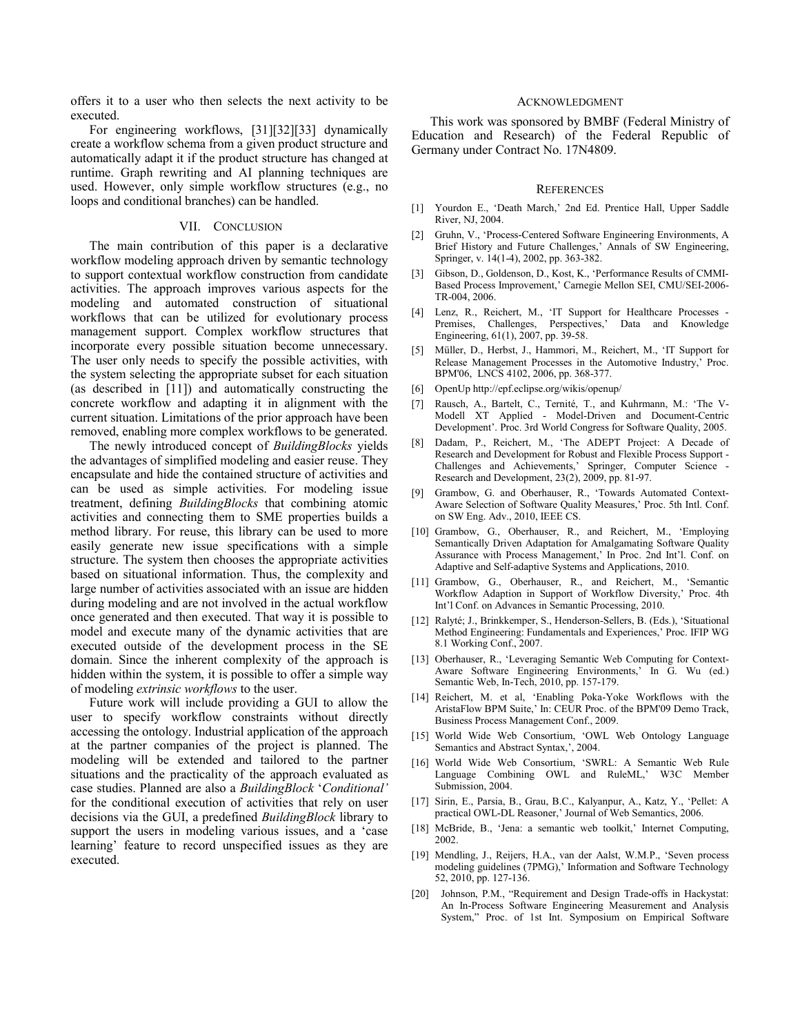offers it to a user who then selects the next activity to be executed.

For engineering workflows, [31][32][33] dynamically create a workflow schema from a given product structure and automatically adapt it if the product structure has changed at runtime. Graph rewriting and AI planning techniques are used. However, only simple workflow structures (e.g., no loops and conditional branches) can be handled.

## VII. Conclusion

The main contribution of this paper is a declarative workflow modeling approach driven by semantic technology to support contextual workflow construction from candidate activities. The approach improves various aspects for the modeling and automated construction of situational workflows that can be utilized for evolutionary process management support. Complex workflow structures that incorporate every possible situation become unnecessary. The user only needs to specify the possible activities, with the system selecting the appropriate subset for each situation (as described in [11]) and automatically constructing the concrete workflow and adapting it in alignment with the current situation. Limitations of the prior approach have been removed, enabling more complex workflows to be generated.

The newly introduced concept of *BuildingBlocks* yields the advantages of simplified modeling and easier reuse. They encapsulate and hide the contained structure of activities and can be used as simple activities. For modeling issue treatment, defining *BuildingBlocks* that combining atomic activities and connecting them to SME properties builds a method library. For reuse, this library can be used to more easily generate new issue specifications with a simple structure. The system then chooses the appropriate activities based on situational information. Thus, the complexity and large number of activities associated with an issue are hidden during modeling and are not involved in the actual workflow once generated and then executed. That way it is possible to model and execute many of the dynamic activities that are executed outside of the development process in the SE domain. Since the inherent complexity of the approach is hidden within the system, it is possible to offer a simple way of modeling *extrinsic workflows* to the user.

Future work will include providing a GUI to allow the user to specify workflow constraints without directly accessing the ontology. Industrial application of the approach at the partner companies of the project is planned. The modeling will be extended and tailored to the partner situations and the practicality of the approach evaluated as case studies. Planned are also a *BuildingBlock* '*Conditional'* for the conditional execution of activities that rely on user decisions via the GUI, a predefined *BuildingBlock* library to support the users in modeling various issues, and a 'case learning' feature to record unspecified issues as they are executed.

## Acknowledgment

This work was sponsored by BMBF (Federal Ministry of Education and Research) of the Federal Republic of Germany under Contract No. 17N4809.

## References

[1] Yourdon E., 'Death March,' 2nd Ed. Prentice Hall, Upper Saddle River, NJ, 2004.

[2] Gruhn, V., 'Process-Centered Software Engineering Environments, A Brief History and Future Challenges,' Annals of SW Engineering, Springer, v. 14(1-4), 2002, pp. 363-382.

[3] Gibson, D., Goldenson, D., Kost, K., 'Performance Results of CMMI-Based Process Improvement,' Carnegie Mellon SEI, CMU/SEI-2006-TR-004, 2006.

[4] Lenz, R., Reichert, M., 'IT Support for Healthcare Processes - Premises, Challenges, Perspectives,' Data and Knowledge Engineering, 61(1), 2007, pp. 39-58.

[5] Müller, D., Herbst, J., Hammori, M., Reichert, M., 'IT Support for Release Management Processes in the Automotive Industry,' Proc. BPM'06, LNCS 4102, 2006, pp. 368-377.

[6] OpenUp http://epf.eclipse.org/wikis/openup/

[7] Rausch, A., Bartelt, C., Ternité, T., and Kuhrmann, M.: 'The V-Modell XT Applied - Model-Driven and Document-Centric Development'. Proc. 3rd World Congress for Software Quality, 2005.

[8] Dadam, P., Reichert, M., 'The ADEPT Project: A Decade of Research and Development for Robust and Flexible Process Support - Challenges and Achievements,' Springer, Computer Science - Research and Development, 23(2), 2009, pp. 81-97.

[9] Grambow, G. and Oberhauser, R., 'Towards Automated Context-Aware Selection of Software Quality Measures,' Proc. 5th Intl. Conf. on SW Eng. Adv., 2010, IEEE CS.

[10] Grambow, G., Oberhauser, R., and Reichert, M., 'Employing Semantically Driven Adaptation for Amalgamating Software Quality Assurance with Process Management,' In Proc. 2nd Int'l. Conf. on Adaptive and Self-adaptive Systems and Applications, 2010.

[11] Grambow, G., Oberhauser, R., and Reichert, M., 'Semantic Workflow Adaption in Support of Workflow Diversity,' Proc. 4th Int'l Conf. on Advances in Semantic Processing, 2010.

[12] Ralyté; J., Brinkkemper, S., Henderson-Sellers, B. (Eds.), 'Situational Method Engineering: Fundamentals and Experiences,' Proc. IFIP WG 8.1 Working Conf., 2007.

[13] Oberhauser, R., 'Leveraging Semantic Web Computing for Context-Aware Software Engineering Environments,' In G. Wu (ed.) Semantic Web, In-Tech, 2010, pp. 157-179.

[14] Reichert, M. et al, 'Enabling Poka-Yoke Workflows with the AristaFlow BPM Suite,' In: CEUR Proc. of the BPM'09 Demo Track, Business Process Management Conf., 2009.

[15] World Wide Web Consortium, 'OWL Web Ontology Language Semantics and Abstract Syntax,', 2004.

[16] World Wide Web Consortium, 'SWRL: A Semantic Web Rule Language Combining OWL and RuleML,' W3C Member Submission, 2004.

[17] Sirin, E., Parsia, B., Grau, B.C., Kalyanpur, A., Katz, Y., 'Pellet: A practical OWL-DL Reasoner,' Journal of Web Semantics, 2006.

[18] McBride, B., 'Jena: a semantic web toolkit,' Internet Computing, 2002.

[19] Mendling, J., Reijers, H.A., van der Aalst, W.M.P., 'Seven process modeling guidelines (7PMG),' Information and Software Technology 52, 2010, pp. 127-136.

[20] Johnson, P.M., "Requirement and Design Trade-offs in Hackystat: An In-Process Software Engineering Measurement and Analysis System," Proc. of 1st Int. Symposium on Empirical Software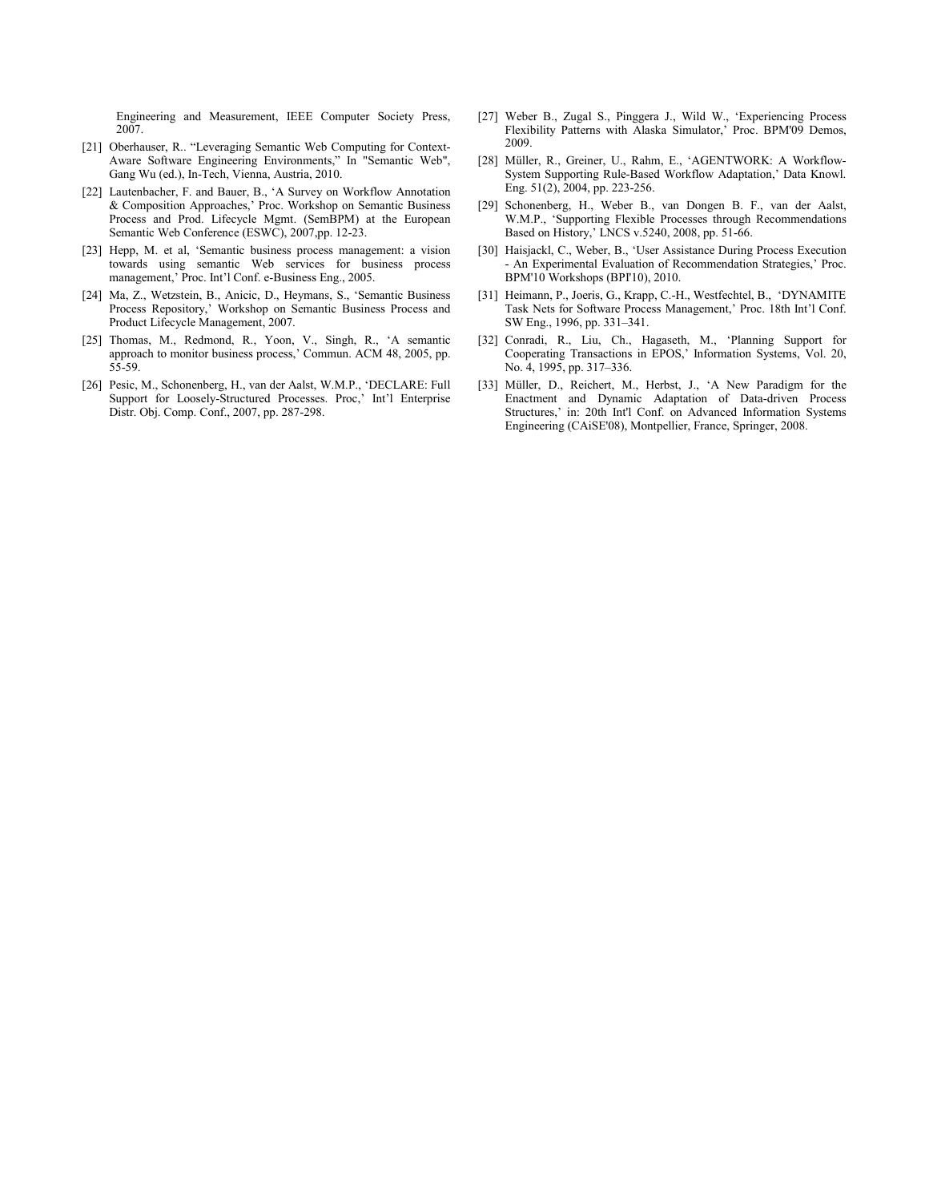Engineering and Measurement, IEEE Computer Society Press, 2007.

[21] Oberhauser, R.. “Leveraging Semantic Web Computing for Context-Aware Software Engineering Environments,” In "Semantic Web", Gang Wu (ed.), In-Tech, Vienna, Austria, 2010.

[22] Lautenbacher, F. and Bauer, B., ‘A Survey on Workflow Annotation & Composition Approaches,’ Proc. Workshop on Semantic Business Process and Prod. Lifecycle Mgmt. (SemBPM) at the European Semantic Web Conference (ESWC), 2007,pp. 12-23.

[23] Hepp, M. et al, ‘Semantic business process management: a vision towards using semantic Web services for business process management,’ Proc. Int’l Conf. e-Business Eng., 2005.

[24] Ma, Z., Wetzstein, B., Anicic, D., Heymans, S., ‘Semantic Business Process Repository,’ Workshop on Semantic Business Process and Product Lifecycle Management, 2007.

[25] Thomas, M., Redmond, R., Yoon, V., Singh, R., ‘A semantic approach to monitor business process,’ Commun. ACM 48, 2005, pp. 55-59.

[26] Pesic, M., Schonenberg, H., van der Aalst, W.M.P., ‘DECLARE: Full Support for Loosely-Structured Processes. Proc,’ Int’l Enterprise Distr. Obj. Comp. Conf., 2007, pp. 287-298.

[27] Weber B., Zugal S., Pinggera J., Wild W., ‘Experiencing Process Flexibility Patterns with Alaska Simulator,’ Proc. BPM'09 Demos, 2009.

[28] Müller, R., Greiner, U., Rahm, E., ‘AGENTWORK: A Workflow-System Supporting Rule-Based Workflow Adaptation,’ Data Knowl. Eng. 51(2), 2004, pp. 223-256.

[29] Schonenberg, H., Weber B., van Dongen B. F., van der Aalst, W.M.P., ‘Supporting Flexible Processes through Recommendations Based on History,’ LNCS v.5240, 2008, pp. 51-66.

[30] Haisjackl, C., Weber, B., ‘User Assistance During Process Execution - An Experimental Evaluation of Recommendation Strategies,’ Proc. BPM'10 Workshops (BPI'10), 2010.

[31] Heimann, P., Joeris, G., Krapp, C.-H., Westfechtel, B., ‘DYNAMITE Task Nets for Software Process Management,’ Proc. 18th Int’l Conf. SW Eng., 1996, pp. 331–341.

[32] Conradi, R., Liu, Ch., Hagaseth, M., ‘Planning Support for Cooperating Transactions in EPOS,’ Information Systems, Vol. 20, No. 4, 1995, pp. 317–336.

[33] Müller, D., Reichert, M., Herbst, J., ‘A New Paradigm for the Enactment and Dynamic Adaptation of Data-driven Process Structures,’ in: 20th Int'l Conf. on Advanced Information Systems Engineering (CAiSE'08), Montpellier, France, Springer, 2008.